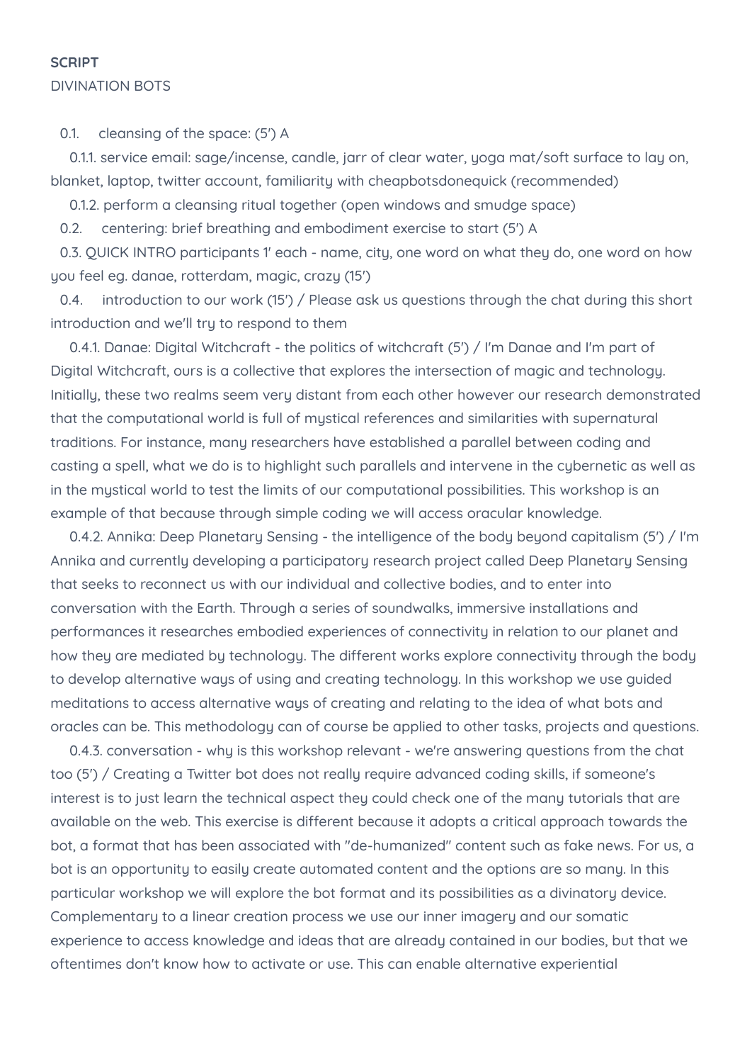**SCRIPT**

DIVINATION BOTS

0.1. cleansing of the space: (5') A

0.1.1. service email: sage/incense, candle, jarr of clear water, yoga mat/soft surface to lay on, blanket, laptop, twitter account, familiarity with cheapbotsdonequick (recommended)

0.1.2. perform a cleansing ritual together (open windows and smudge space)

0.2. centering: brief breathing and embodiment exercise to start (5') A

0.3. QUICK INTRO participants 1' each - name, city, one word on what they do, one word on how you feel eg. danae, rotterdam, magic, crazy (15')

0.4. introduction to our work (15') / Please ask us questions through the chat during this short introduction and we'll try to respond to them

0.4.1. Danae: Digital Witchcraft - the politics of witchcraft (5') / I'm Danae and I'm part of Digital Witchcraft, ours is a collective that explores the intersection of magic and technology. Initially, these two realms seem very distant from each other however our research demonstrated that the computational world is full of mystical references and similarities with supernatural traditions. For instance, many researchers have established a parallel between coding and casting a spell, what we do is to highlight such parallels and intervene in the cybernetic as well as in the mystical world to test the limits of our computational possibilities. This workshop is an example of that because through simple coding we will access oracular knowledge.

0.4.2. Annika: Deep Planetary Sensing - the intelligence of the body beyond capitalism (5') / I'm Annika and currently developing a participatory research project called Deep Planetary Sensing that seeks to reconnect us with our individual and collective bodies, and to enter into conversation with the Earth. Through a series of soundwalks, immersive installations and performances it researches embodied experiences of connectivity in relation to our planet and how they are mediated by technology. The different works explore connectivity through the body to develop alternative ways of using and creating technology. In this workshop we use guided meditations to access alternative ways of creating and relating to the idea of what bots and oracles can be. This methodology can of course be applied to other tasks, projects and questions.

0.4.3. conversation - why is this workshop relevant - we're answering questions from the chat too (5') / Creating a Twitter bot does not really require advanced coding skills, if someone's interest is to just learn the technical aspect they could check one of the many tutorials that are available on the web. This exercise is different because it adopts a critical approach towards the bot, a format that has been associated with "de-humanized" content such as fake news. For us, a bot is an opportunity to easily create automated content and the options are so many. In this particular workshop we will explore the bot format and its possibilities as a divinatory device. Complementary to a linear creation process we use our inner imagery and our somatic experience to access knowledge and ideas that are already contained in our bodies, but that we oftentimes don't know how to activate or use. This can enable alternative experiential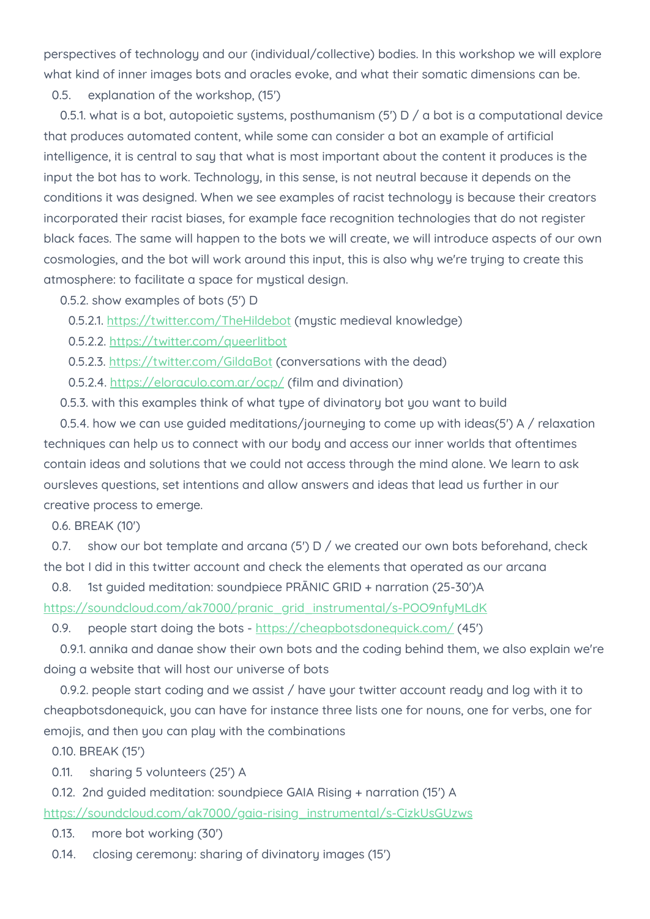perspectives of technology and our (individual/collective) bodies. In this workshop we will explore what kind of inner images bots and oracles evoke, and what their somatic dimensions can be.

0.5. explanation of the workshop, (15')

0.5.1. what is a bot, autopoietic systems, posthumanism (5') D / a bot is a computational device that produces automated content, while some can consider a bot an example of artificial intelligence, it is central to say that what is most important about the content it produces is the input the bot has to work. Technology, in this sense, is not neutral because it depends on the conditions it was designed. When we see examples of racist technology is because their creators incorporated their racist biases, for example face recognition technologies that do not register black faces. The same will happen to the bots we will create, we will introduce aspects of our own cosmologies, and the bot will work around this input, this is also why we're trying to create this atmosphere: to facilitate a space for mystical design.

0.5.2. show examples of bots (5') D

0.5.2.1. https://twitter.com/TheHildebot (mystic medieval knowledge)

0.5.2.2. https://twitter.com/queerlitbot

0.5.2.3. https://twitter.com/GildaBot (conversations with the dead)

0.5.2.4. https://eloraculo.com.ar/ocp/ (film and divination)

0.5.3. with this examples think of what type of divinatory bot you want to build

0.5.4. how we can use guided meditations/journeying to come up with ideas(5') A / relaxation techniques can help us to connect with our body and access our inner worlds that oftentimes contain ideas and solutions that we could not access through the mind alone. We learn to ask oursleves questions, set intentions and allow answers and ideas that lead us further in our creative process to emerge.

0.6. BREAK (10')

0.7. show our bot template and arcana (5') D / we created our own bots beforehand, check the bot I did in this twitter account and check the elements that operated as our arcana

0.8. 1st guided meditation: soundpiece PRĀNIC GRID + narration (25-30')A https://soundcloud.com/ak7000/pranic_grid_instrumental/s-POO9nfyMLdK

0.9. people start doing the bots - https://cheapbotsdonequick.com/ (45')

0.9.1. annika and danae show their own bots and the coding behind them, we also explain we're doing a website that will host our universe of bots

0.9.2. people start coding and we assist / have your twitter account ready and log with it to cheapbotsdonequick, you can have for instance three lists one for nouns, one for verbs, one for emojis, and then you can play with the combinations

0.10. BREAK (15')

0.11. sharing 5 volunteers (25') A

0.12. 2nd guided meditation: soundpiece GAIA Rising + narration (15') A https://soundcloud.com/ak7000/gaia-rising_instrumental/s-CizkUsGUzws

0.13. more bot working (30')

0.14. closing ceremony: sharing of divinatory images (15')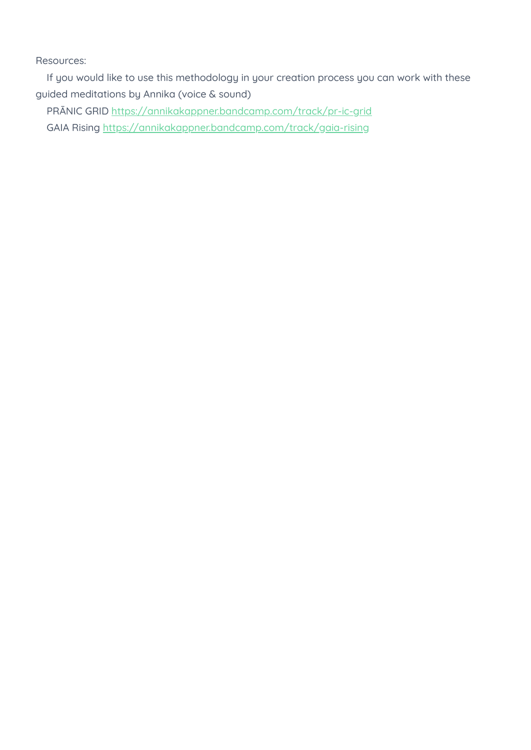Resources:

If you would like to use this methodology in your creation process you can work with these guided meditations by Annika (voice & sound)

PRĀNIC GRID [https://annikakappner.bandcamp.com/track/pr-ic-grid](https://annikakappner.bandcamp.com/track/pr-ic-grid)

GAIA Rising [https://annikakappner.bandcamp.com/track/gaia-rising](https://annikakappner.bandcamp.com/track/gaia-rising)